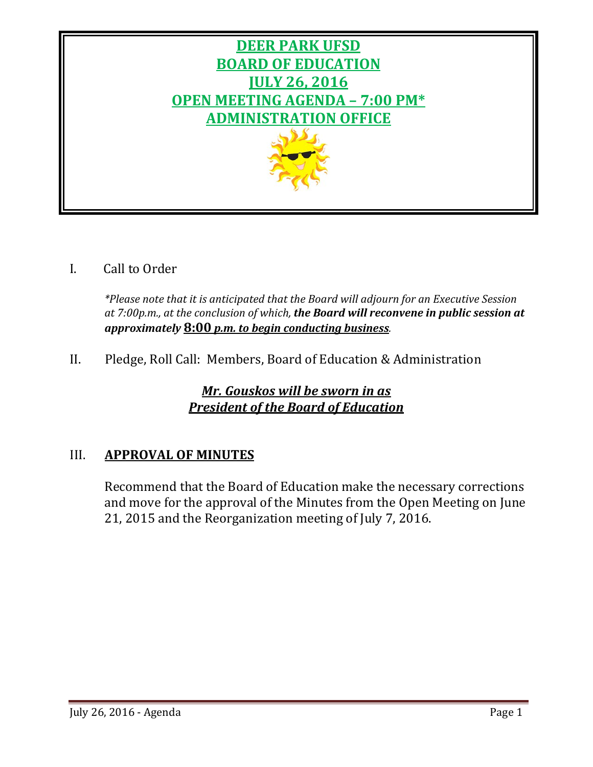# DEER PARK UFSD
# BOARD OF EDUCATION
# JULY 26, 2016
# OPEN MEETING AGENDA – 7:00 PM*
# ADMINISTRATION OFFICE

I. Call to Order

*\*Please note that it is anticipated that the Board will adjourn for an Executive Session at 7:00p.m., at the conclusion of which,* ***the Board will reconvene in public session at approximately 8:00 p.m. to begin conducting business****.*

II. Pledge, Roll Call: Members, Board of Education & Administration

***Mr. Gouskos will be sworn in as President of the Board of Education***

## III. APPROVAL OF MINUTES

Recommend that the Board of Education make the necessary corrections and move for the approval of the Minutes from the Open Meeting on June 21, 2015 and the Reorganization meeting of July 7, 2016.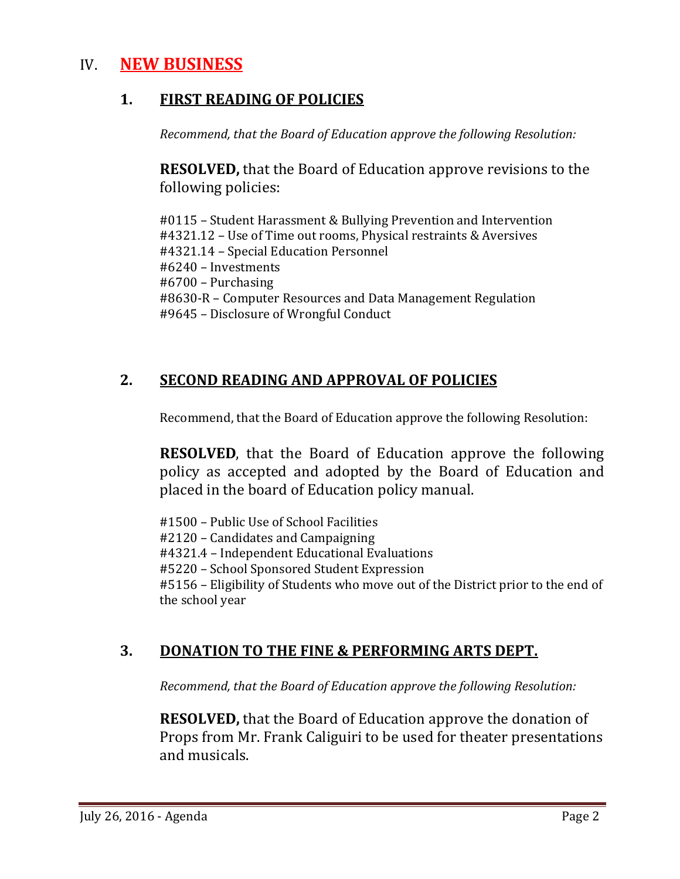# IV. **NEW BUSINESS**

## 1. **FIRST READING OF POLICIES**

*Recommend, that the Board of Education approve the following Resolution:*

**RESOLVED,** that the Board of Education approve revisions to the following policies:

#0115 – Student Harassment & Bullying Prevention and Intervention
#4321.12 – Use of Time out rooms, Physical restraints & Aversives
#4321.14 – Special Education Personnel
#6240 – Investments
#6700 – Purchasing
#8630-R – Computer Resources and Data Management Regulation
#9645 – Disclosure of Wrongful Conduct

## 2. **SECOND READING AND APPROVAL OF POLICIES**

Recommend, that the Board of Education approve the following Resolution:

**RESOLVED**, that the Board of Education approve the following policy as accepted and adopted by the Board of Education and placed in the board of Education policy manual.

#1500 – Public Use of School Facilities
#2120 – Candidates and Campaigning
#4321.4 – Independent Educational Evaluations
#5220 – School Sponsored Student Expression
#5156 – Eligibility of Students who move out of the District prior to the end of the school year

## 3. **DONATION TO THE FINE & PERFORMING ARTS DEPT.**

*Recommend, that the Board of Education approve the following Resolution:*

**RESOLVED,** that the Board of Education approve the donation of Props from Mr. Frank Caliguiri to be used for theater presentations and musicals.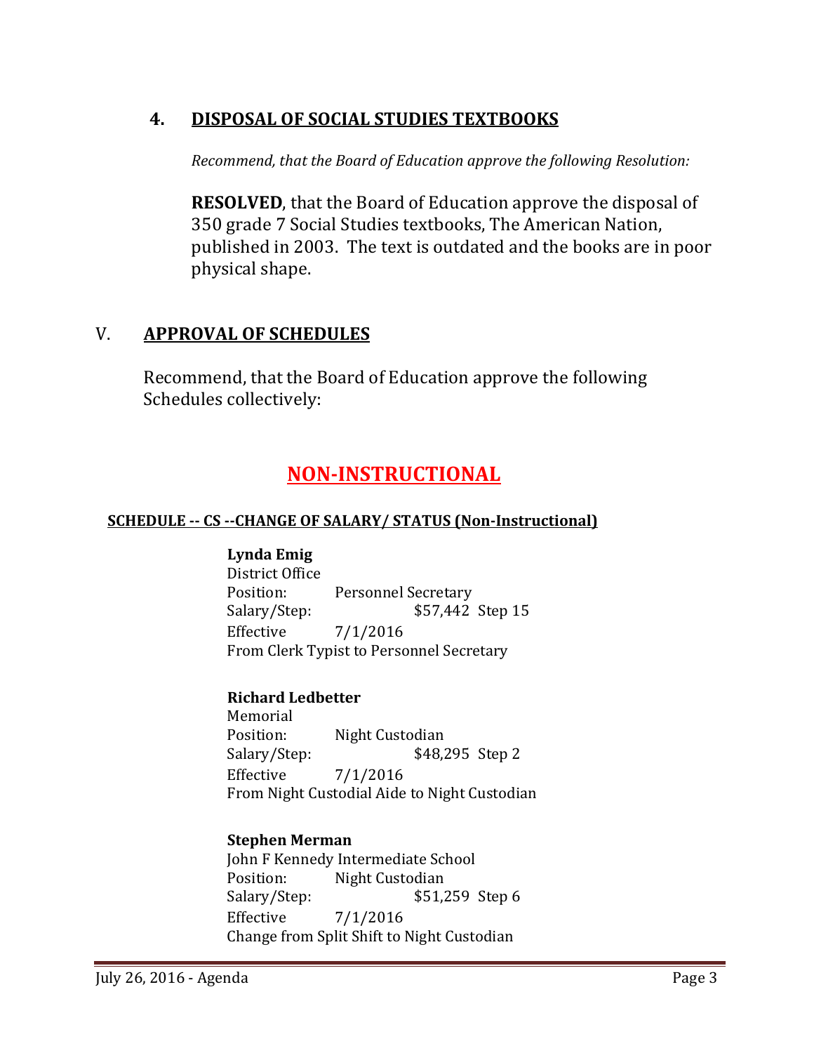## 4. DISPOSAL OF SOCIAL STUDIES TEXTBOOKS

*Recommend, that the Board of Education approve the following Resolution:*

**RESOLVED**, that the Board of Education approve the disposal of 350 grade 7 Social Studies textbooks, The American Nation, published in 2003. The text is outdated and the books are in poor physical shape.

# V. APPROVAL OF SCHEDULES

Recommend, that the Board of Education approve the following Schedules collectively:

# NON-INSTRUCTIONAL

### SCHEDULE -- CS --CHANGE OF SALARY/ STATUS (Non-Instructional)

**Lynda Emig**
District Office
Position: Personnel Secretary
Salary/Step: $57,442 Step 15
Effective 7/1/2016
From Clerk Typist to Personnel Secretary

**Richard Ledbetter**
Memorial
Position: Night Custodian
Salary/Step: $48,295 Step 2
Effective 7/1/2016
From Night Custodial Aide to Night Custodian

**Stephen Merman**
John F Kennedy Intermediate School
Position: Night Custodian
Salary/Step: $51,259 Step 6
Effective 7/1/2016
Change from Split Shift to Night Custodian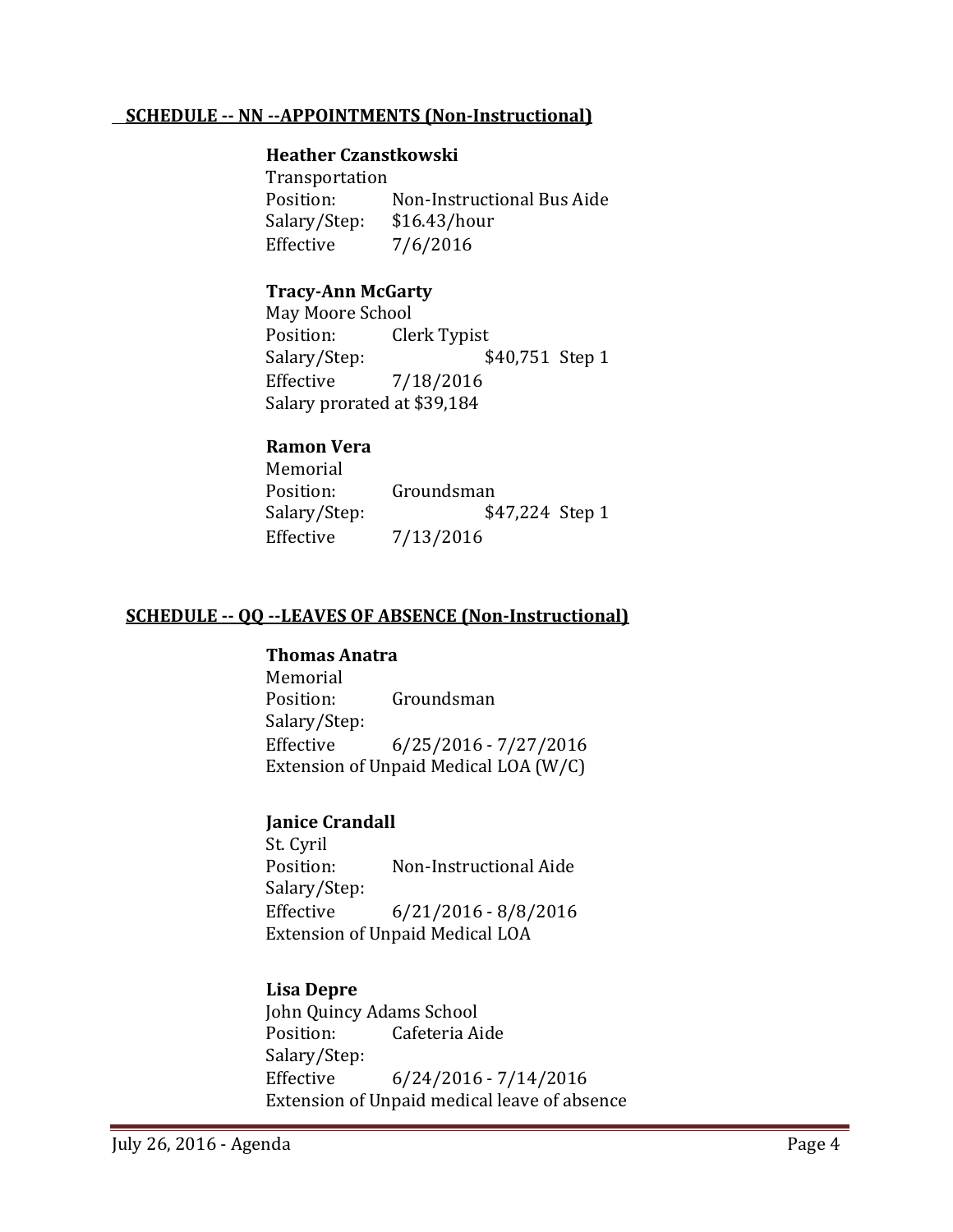**SCHEDULE -- NN --APPOINTMENTS (Non-Instructional)**

**Heather Czanstkowski**
Transportation
Position: Non-Instructional Bus Aide
Salary/Step: $16.43/hour
Effective 7/6/2016

**Tracy-Ann McGarty**
May Moore School
Position: Clerk Typist
Salary/Step: $40,751 Step 1
Effective 7/18/2016
Salary prorated at $39,184

**Ramon Vera**
Memorial
Position: Groundsman
Salary/Step: $47,224 Step 1
Effective 7/13/2016

**SCHEDULE -- QQ --LEAVES OF ABSENCE (Non-Instructional)**

**Thomas Anatra**
Memorial
Position: Groundsman
Salary/Step:
Effective 6/25/2016 - 7/27/2016
Extension of Unpaid Medical LOA (W/C)

**Janice Crandall**
St. Cyril
Position: Non-Instructional Aide
Salary/Step:
Effective 6/21/2016 - 8/8/2016
Extension of Unpaid Medical LOA

**Lisa Depre**
John Quincy Adams School
Position: Cafeteria Aide
Salary/Step:
Effective 6/24/2016 - 7/14/2016
Extension of Unpaid medical leave of absence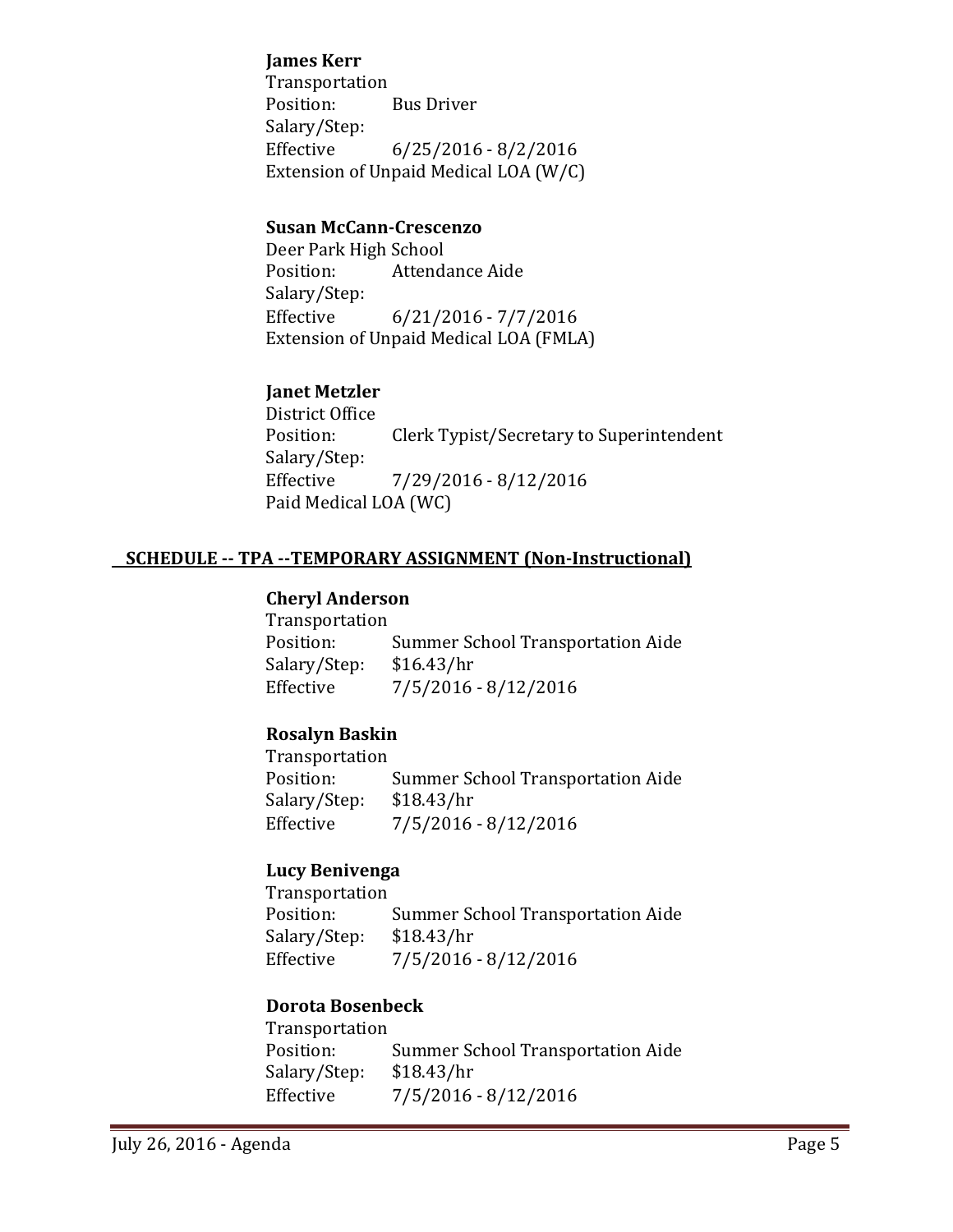**James Kerr**
Transportation
Position: Bus Driver
Salary/Step:
Effective 6/25/2016 - 8/2/2016
Extension of Unpaid Medical LOA (W/C)

**Susan McCann-Crescenzo**
Deer Park High School
Position: Attendance Aide
Salary/Step:
Effective 6/21/2016 - 7/7/2016
Extension of Unpaid Medical LOA (FMLA)

**Janet Metzler**
District Office
Position: Clerk Typist/Secretary to Superintendent
Salary/Step:
Effective 7/29/2016 - 8/12/2016
Paid Medical LOA (WC)

## SCHEDULE -- TPA --TEMPORARY ASSIGNMENT (Non-Instructional)

**Cheryl Anderson**
Transportation
Position: Summer School Transportation Aide
Salary/Step: $16.43/hr
Effective 7/5/2016 - 8/12/2016

**Rosalyn Baskin**
Transportation
Position: Summer School Transportation Aide
Salary/Step: $18.43/hr
Effective 7/5/2016 - 8/12/2016

**Lucy Benivenga**
Transportation
Position: Summer School Transportation Aide
Salary/Step: $18.43/hr
Effective 7/5/2016 - 8/12/2016

**Dorota Bosenbeck**
Transportation
Position: Summer School Transportation Aide
Salary/Step: $18.43/hr
Effective 7/5/2016 - 8/12/2016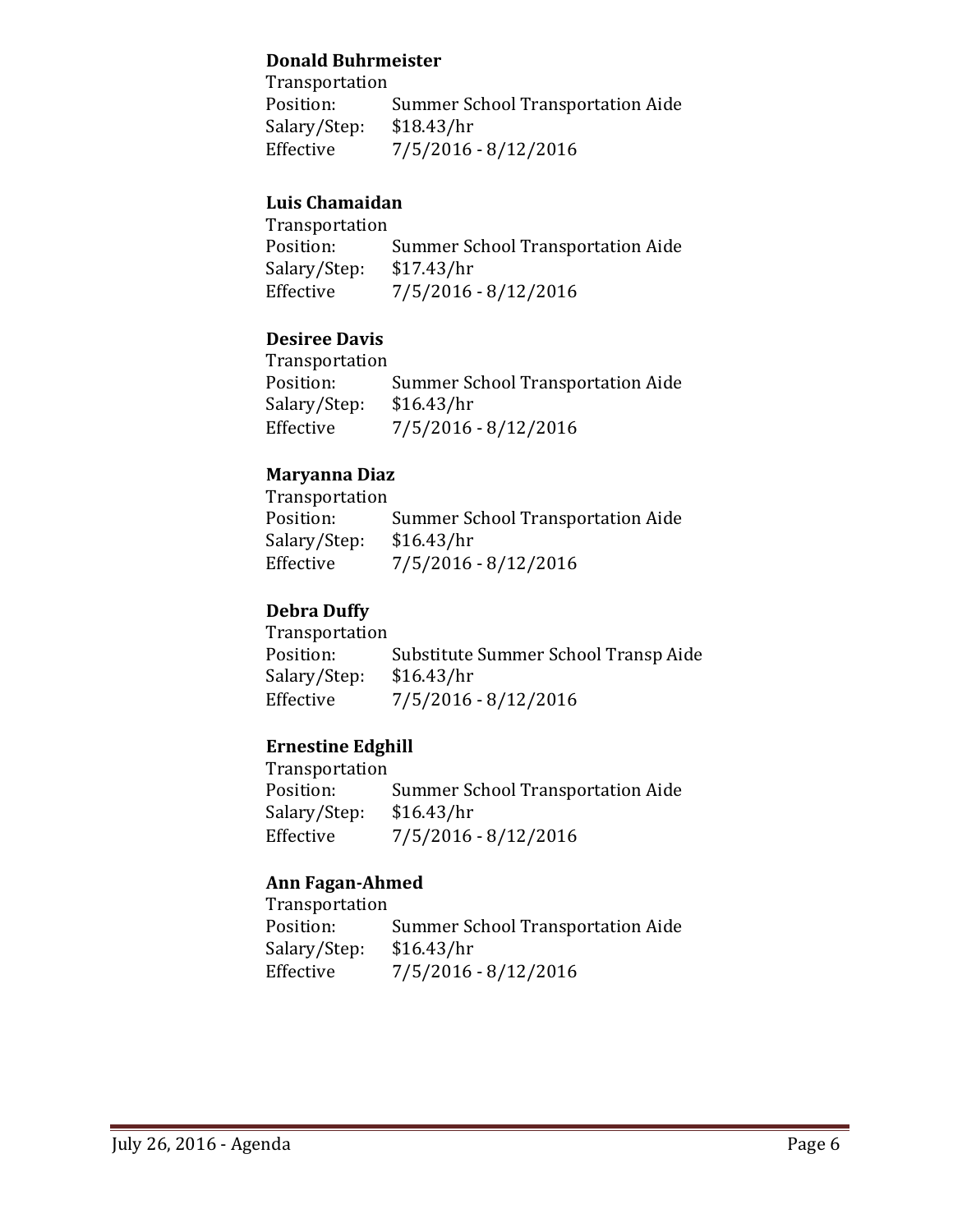**Donald Buhrmeister**

Transportation
Position: Summer School Transportation Aide
Salary/Step: $18.43/hr
Effective 7/5/2016 - 8/12/2016

**Luis Chamaidan**

Transportation
Position: Summer School Transportation Aide
Salary/Step: $17.43/hr
Effective 7/5/2016 - 8/12/2016

**Desiree Davis**

Transportation
Position: Summer School Transportation Aide
Salary/Step: $16.43/hr
Effective 7/5/2016 - 8/12/2016

**Maryanna Diaz**

Transportation
Position: Summer School Transportation Aide
Salary/Step: $16.43/hr
Effective 7/5/2016 - 8/12/2016

**Debra Duffy**

Transportation
Position: Substitute Summer School Transp Aide
Salary/Step: $16.43/hr
Effective 7/5/2016 - 8/12/2016

**Ernestine Edghill**

Transportation
Position: Summer School Transportation Aide
Salary/Step: $16.43/hr
Effective 7/5/2016 - 8/12/2016

**Ann Fagan-Ahmed**

Transportation
Position: Summer School Transportation Aide
Salary/Step: $16.43/hr
Effective 7/5/2016 - 8/12/2016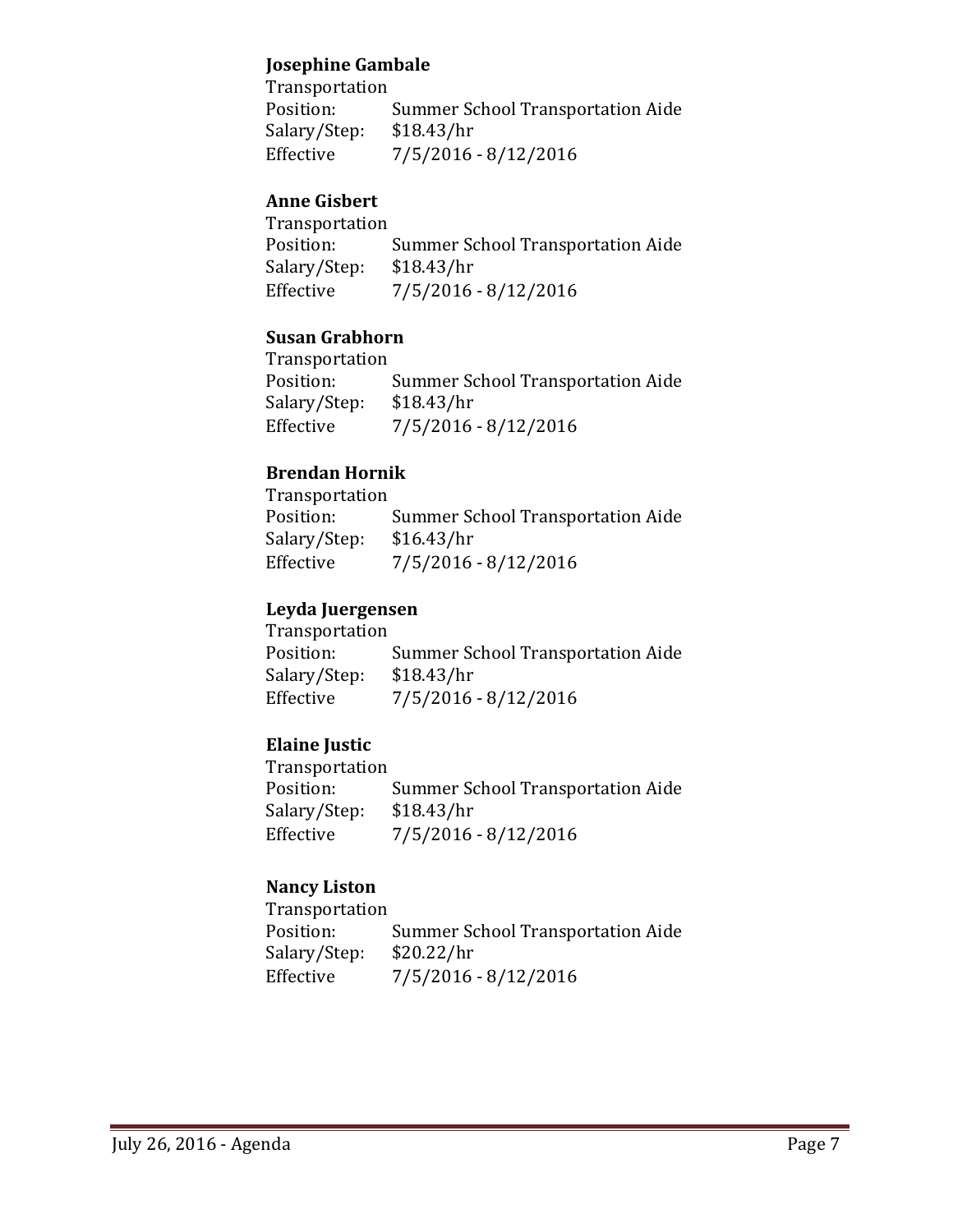**Josephine Gambale**
Transportation
Position: Summer School Transportation Aide
Salary/Step: $18.43/hr
Effective 7/5/2016 - 8/12/2016

**Anne Gisbert**
Transportation
Position: Summer School Transportation Aide
Salary/Step: $18.43/hr
Effective 7/5/2016 - 8/12/2016

**Susan Grabhorn**
Transportation
Position: Summer School Transportation Aide
Salary/Step: $18.43/hr
Effective 7/5/2016 - 8/12/2016

**Brendan Hornik**
Transportation
Position: Summer School Transportation Aide
Salary/Step: $16.43/hr
Effective 7/5/2016 - 8/12/2016

**Leyda Juergensen**
Transportation
Position: Summer School Transportation Aide
Salary/Step: $18.43/hr
Effective 7/5/2016 - 8/12/2016

**Elaine Justic**
Transportation
Position: Summer School Transportation Aide
Salary/Step: $18.43/hr
Effective 7/5/2016 - 8/12/2016

**Nancy Liston**
Transportation
Position: Summer School Transportation Aide
Salary/Step: $20.22/hr
Effective 7/5/2016 - 8/12/2016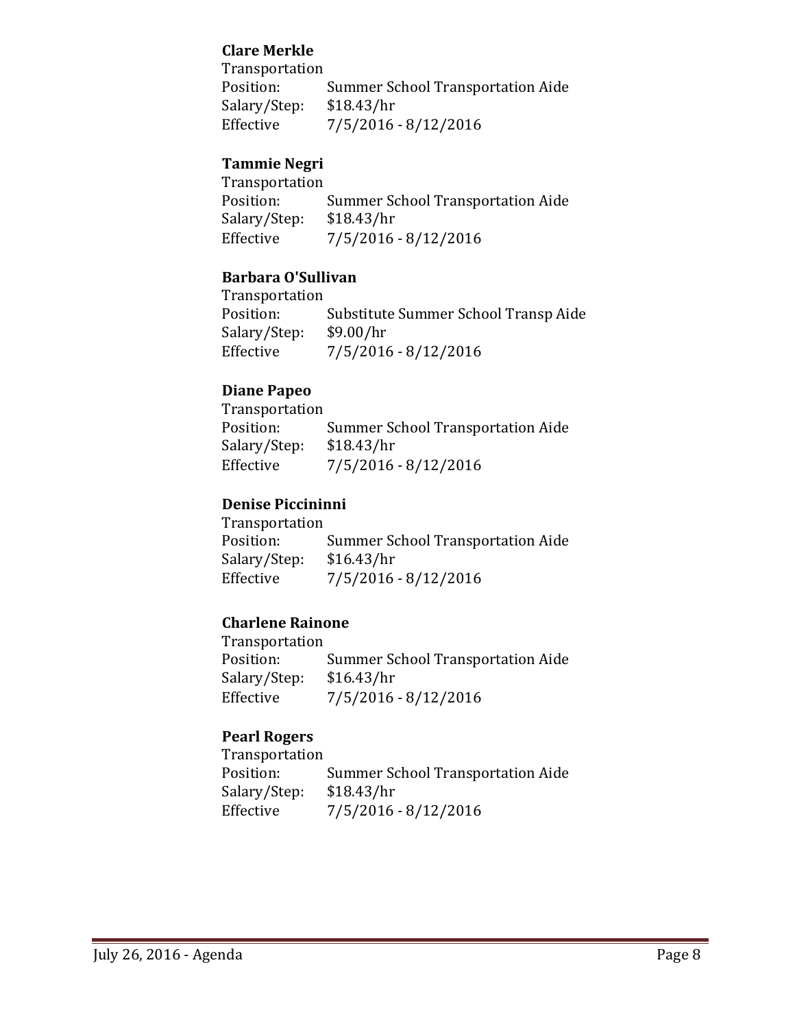**Clare Merkle**
Transportation
Position: Summer School Transportation Aide
Salary/Step: $18.43/hr
Effective 7/5/2016 - 8/12/2016

**Tammie Negri**
Transportation
Position: Summer School Transportation Aide
Salary/Step: $18.43/hr
Effective 7/5/2016 - 8/12/2016

**Barbara O'Sullivan**
Transportation
Position: Substitute Summer School Transp Aide
Salary/Step: $9.00/hr
Effective 7/5/2016 - 8/12/2016

**Diane Papeo**
Transportation
Position: Summer School Transportation Aide
Salary/Step: $18.43/hr
Effective 7/5/2016 - 8/12/2016

**Denise Piccininni**
Transportation
Position: Summer School Transportation Aide
Salary/Step: $16.43/hr
Effective 7/5/2016 - 8/12/2016

**Charlene Rainone**
Transportation
Position: Summer School Transportation Aide
Salary/Step: $16.43/hr
Effective 7/5/2016 - 8/12/2016

**Pearl Rogers**
Transportation
Position: Summer School Transportation Aide
Salary/Step: $18.43/hr
Effective 7/5/2016 - 8/12/2016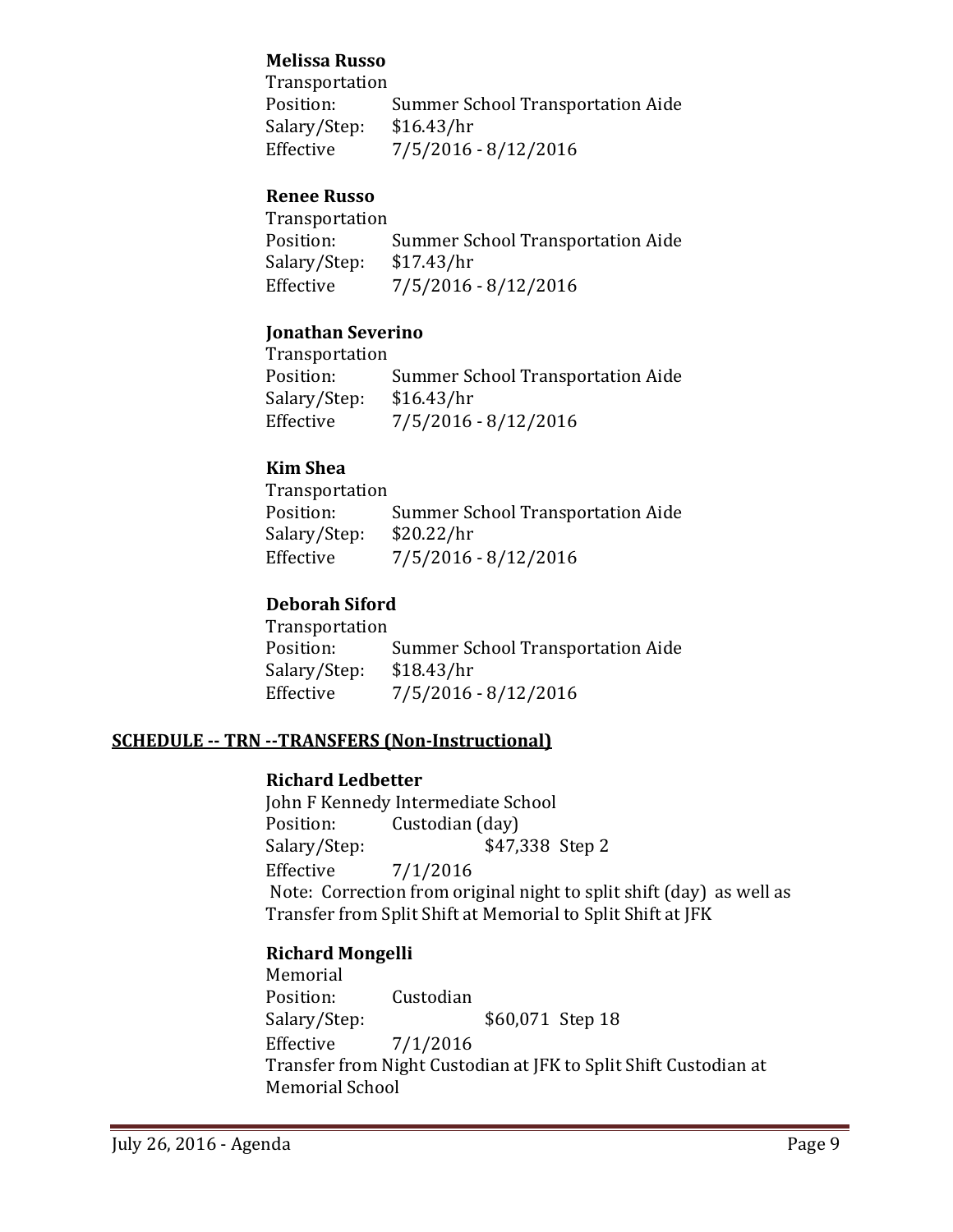**Melissa Russo**
Transportation
Position: Summer School Transportation Aide
Salary/Step: $16.43/hr
Effective 7/5/2016 - 8/12/2016

**Renee Russo**
Transportation
Position: Summer School Transportation Aide
Salary/Step: $17.43/hr
Effective 7/5/2016 - 8/12/2016

**Jonathan Severino**
Transportation
Position: Summer School Transportation Aide
Salary/Step: $16.43/hr
Effective 7/5/2016 - 8/12/2016

**Kim Shea**
Transportation
Position: Summer School Transportation Aide
Salary/Step: $20.22/hr
Effective 7/5/2016 - 8/12/2016

**Deborah Siford**
Transportation
Position: Summer School Transportation Aide
Salary/Step: $18.43/hr
Effective 7/5/2016 - 8/12/2016

## SCHEDULE -- TRN --TRANSFERS (Non-Instructional)

**Richard Ledbetter**
John F Kennedy Intermediate School
Position: Custodian (day)
Salary/Step: $47,338 Step 2
Effective 7/1/2016
Note: Correction from original night to split shift (day) as well as Transfer from Split Shift at Memorial to Split Shift at JFK

**Richard Mongelli**
Memorial
Position: Custodian
Salary/Step: $60,071 Step 18
Effective 7/1/2016
Transfer from Night Custodian at JFK to Split Shift Custodian at Memorial School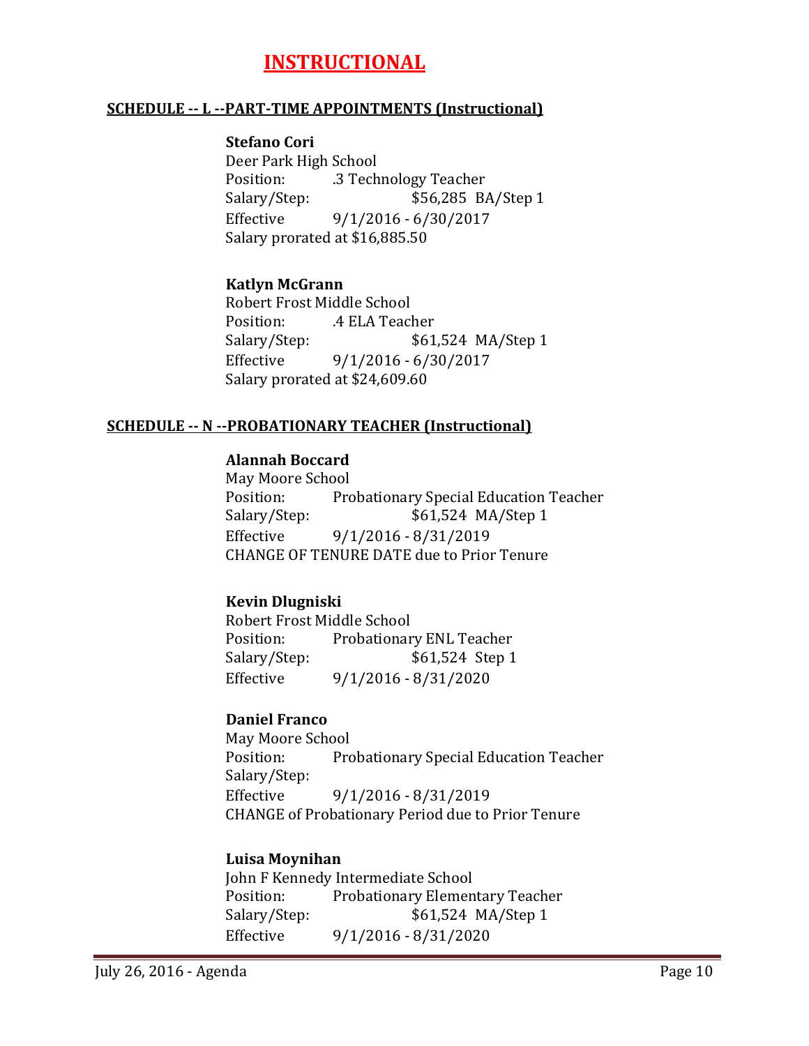# INSTRUCTIONAL

## SCHEDULE -- L --PART-TIME APPOINTMENTS (Instructional)

**Stefano Cori**
Deer Park High School
Position: .3 Technology Teacher
Salary/Step: $56,285 BA/Step 1
Effective 9/1/2016 - 6/30/2017
Salary prorated at $16,885.50

**Katlyn McGrann**
Robert Frost Middle School
Position: .4 ELA Teacher
Salary/Step: $61,524 MA/Step 1
Effective 9/1/2016 - 6/30/2017
Salary prorated at $24,609.60

## SCHEDULE -- N --PROBATIONARY TEACHER (Instructional)

**Alannah Boccard**
May Moore School
Position: Probationary Special Education Teacher
Salary/Step: $61,524 MA/Step 1
Effective 9/1/2016 - 8/31/2019
CHANGE OF TENURE DATE due to Prior Tenure

**Kevin Dlugniski**
Robert Frost Middle School
Position: Probationary ENL Teacher
Salary/Step: $61,524 Step 1
Effective 9/1/2016 - 8/31/2020

**Daniel Franco**
May Moore School
Position: Probationary Special Education Teacher
Salary/Step:
Effective 9/1/2016 - 8/31/2019
CHANGE of Probationary Period due to Prior Tenure

**Luisa Moynihan**
John F Kennedy Intermediate School
Position: Probationary Elementary Teacher
Salary/Step: $61,524 MA/Step 1
Effective 9/1/2016 - 8/31/2020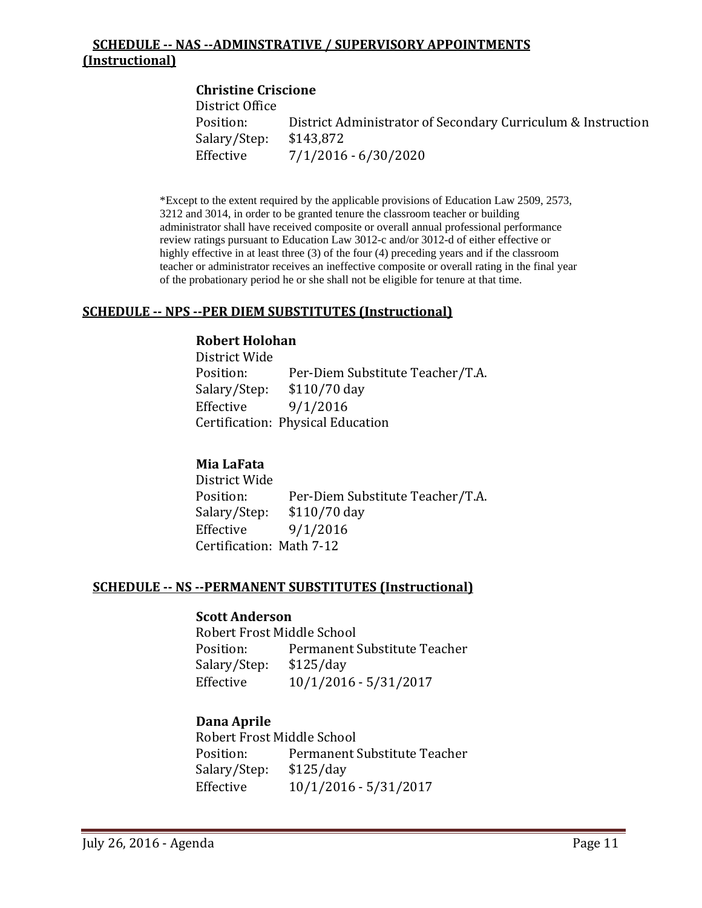## SCHEDULE -- NAS --ADMINSTRATIVE / SUPERVISORY APPOINTMENTS (Instructional)

**Christine Criscione**
District Office
Position: District Administrator of Secondary Curriculum & Instruction
Salary/Step: $143,872
Effective 7/1/2016 - 6/30/2020

*Except to the extent required by the applicable provisions of Education Law 2509, 2573, 3212 and 3014, in order to be granted tenure the classroom teacher or building administrator shall have received composite or overall annual professional performance review ratings pursuant to Education Law 3012-c and/or 3012-d of either effective or highly effective in at least three (3) of the four (4) preceding years and if the classroom teacher or administrator receives an ineffective composite or overall rating in the final year of the probationary period he or she shall not be eligible for tenure at that time.

## SCHEDULE -- NPS --PER DIEM SUBSTITUTES (Instructional)

**Robert Holohan**
District Wide
Position: Per-Diem Substitute Teacher/T.A.
Salary/Step: $110/70 day
Effective 9/1/2016
Certification: Physical Education

**Mia LaFata**
District Wide
Position: Per-Diem Substitute Teacher/T.A.
Salary/Step: $110/70 day
Effective 9/1/2016
Certification: Math 7-12

## SCHEDULE -- NS --PERMANENT SUBSTITUTES (Instructional)

**Scott Anderson**
Robert Frost Middle School
Position: Permanent Substitute Teacher
Salary/Step: $125/day
Effective 10/1/2016 - 5/31/2017

**Dana Aprile**
Robert Frost Middle School
Position: Permanent Substitute Teacher
Salary/Step: $125/day
Effective 10/1/2016 - 5/31/2017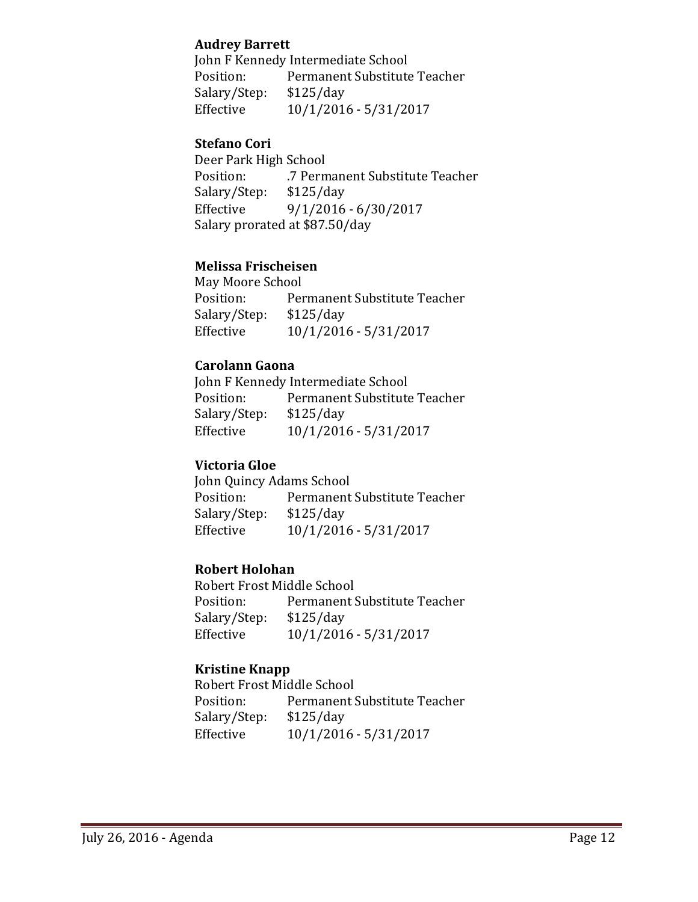**Audrey Barrett**
John F Kennedy Intermediate School
Position: Permanent Substitute Teacher
Salary/Step: $125/day
Effective 10/1/2016 - 5/31/2017

**Stefano Cori**
Deer Park High School
Position: .7 Permanent Substitute Teacher
Salary/Step: $125/day
Effective 9/1/2016 - 6/30/2017
Salary prorated at $87.50/day

**Melissa Frischeisen**
May Moore School
Position: Permanent Substitute Teacher
Salary/Step: $125/day
Effective 10/1/2016 - 5/31/2017

**Carolann Gaona**
John F Kennedy Intermediate School
Position: Permanent Substitute Teacher
Salary/Step: $125/day
Effective 10/1/2016 - 5/31/2017

**Victoria Gloe**
John Quincy Adams School
Position: Permanent Substitute Teacher
Salary/Step: $125/day
Effective 10/1/2016 - 5/31/2017

**Robert Holohan**
Robert Frost Middle School
Position: Permanent Substitute Teacher
Salary/Step: $125/day
Effective 10/1/2016 - 5/31/2017

**Kristine Knapp**
Robert Frost Middle School
Position: Permanent Substitute Teacher
Salary/Step: $125/day
Effective 10/1/2016 - 5/31/2017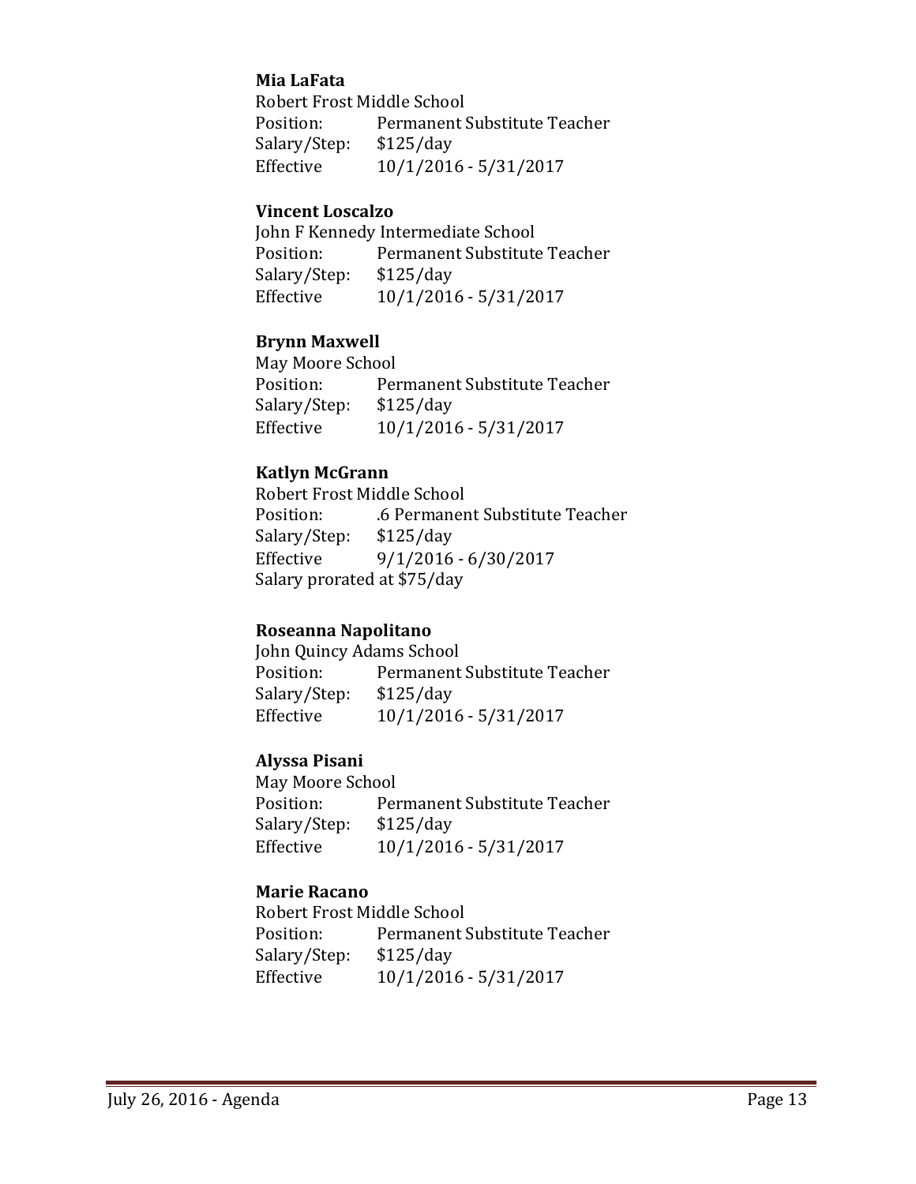**Mia LaFata**
Robert Frost Middle School
Position: Permanent Substitute Teacher
Salary/Step: $125/day
Effective 10/1/2016 - 5/31/2017

**Vincent Loscalzo**
John F Kennedy Intermediate School
Position: Permanent Substitute Teacher
Salary/Step: $125/day
Effective 10/1/2016 - 5/31/2017

**Brynn Maxwell**
May Moore School
Position: Permanent Substitute Teacher
Salary/Step: $125/day
Effective 10/1/2016 - 5/31/2017

**Katlyn McGrann**
Robert Frost Middle School
Position: .6 Permanent Substitute Teacher
Salary/Step: $125/day
Effective 9/1/2016 - 6/30/2017
Salary prorated at $75/day

**Roseanna Napolitano**
John Quincy Adams School
Position: Permanent Substitute Teacher
Salary/Step: $125/day
Effective 10/1/2016 - 5/31/2017

**Alyssa Pisani**
May Moore School
Position: Permanent Substitute Teacher
Salary/Step: $125/day
Effective 10/1/2016 - 5/31/2017

**Marie Racano**
Robert Frost Middle School
Position: Permanent Substitute Teacher
Salary/Step: $125/day
Effective 10/1/2016 - 5/31/2017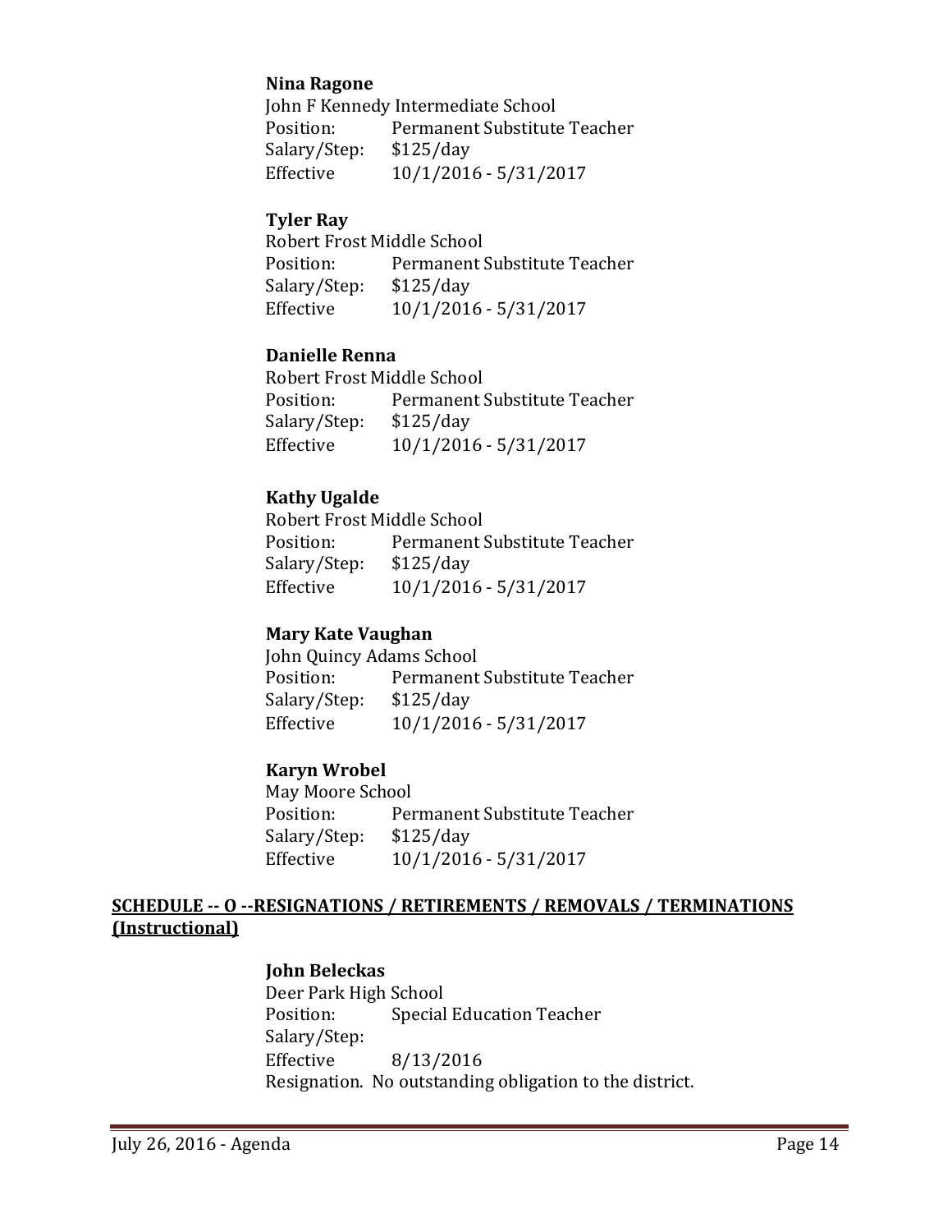**Nina Ragone**
John F Kennedy Intermediate School
Position: Permanent Substitute Teacher
Salary/Step: $125/day
Effective 10/1/2016 - 5/31/2017

**Tyler Ray**
Robert Frost Middle School
Position: Permanent Substitute Teacher
Salary/Step: $125/day
Effective 10/1/2016 - 5/31/2017

**Danielle Renna**
Robert Frost Middle School
Position: Permanent Substitute Teacher
Salary/Step: $125/day
Effective 10/1/2016 - 5/31/2017

**Kathy Ugalde**
Robert Frost Middle School
Position: Permanent Substitute Teacher
Salary/Step: $125/day
Effective 10/1/2016 - 5/31/2017

**Mary Kate Vaughan**
John Quincy Adams School
Position: Permanent Substitute Teacher
Salary/Step: $125/day
Effective 10/1/2016 - 5/31/2017

**Karyn Wrobel**
May Moore School
Position: Permanent Substitute Teacher
Salary/Step: $125/day
Effective 10/1/2016 - 5/31/2017

**SCHEDULE -- O --RESIGNATIONS / RETIREMENTS / REMOVALS / TERMINATIONS (Instructional)**

**John Beleckas**
Deer Park High School
Position: Special Education Teacher
Salary/Step:
Effective 8/13/2016
Resignation. No outstanding obligation to the district.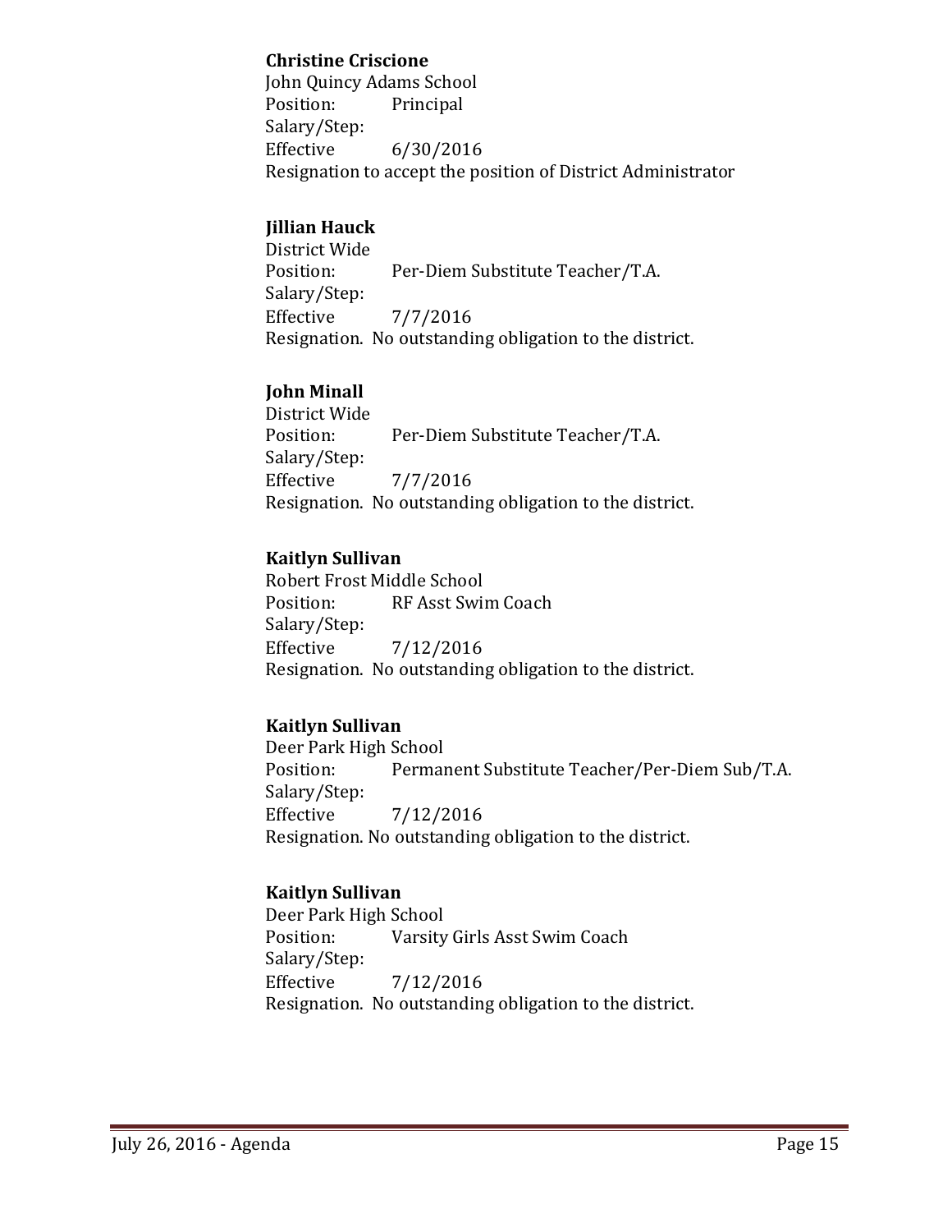**Christine Criscione**
John Quincy Adams School
Position: Principal
Salary/Step:
Effective 6/30/2016
Resignation to accept the position of District Administrator

**Jillian Hauck**
District Wide
Position: Per-Diem Substitute Teacher/T.A.
Salary/Step:
Effective 7/7/2016
Resignation. No outstanding obligation to the district.

**John Minall**
District Wide
Position: Per-Diem Substitute Teacher/T.A.
Salary/Step:
Effective 7/7/2016
Resignation. No outstanding obligation to the district.

**Kaitlyn Sullivan**
Robert Frost Middle School
Position: RF Asst Swim Coach
Salary/Step:
Effective 7/12/2016
Resignation. No outstanding obligation to the district.

**Kaitlyn Sullivan**
Deer Park High School
Position: Permanent Substitute Teacher/Per-Diem Sub/T.A.
Salary/Step:
Effective 7/12/2016
Resignation. No outstanding obligation to the district.

**Kaitlyn Sullivan**
Deer Park High School
Position: Varsity Girls Asst Swim Coach
Salary/Step:
Effective 7/12/2016
Resignation. No outstanding obligation to the district.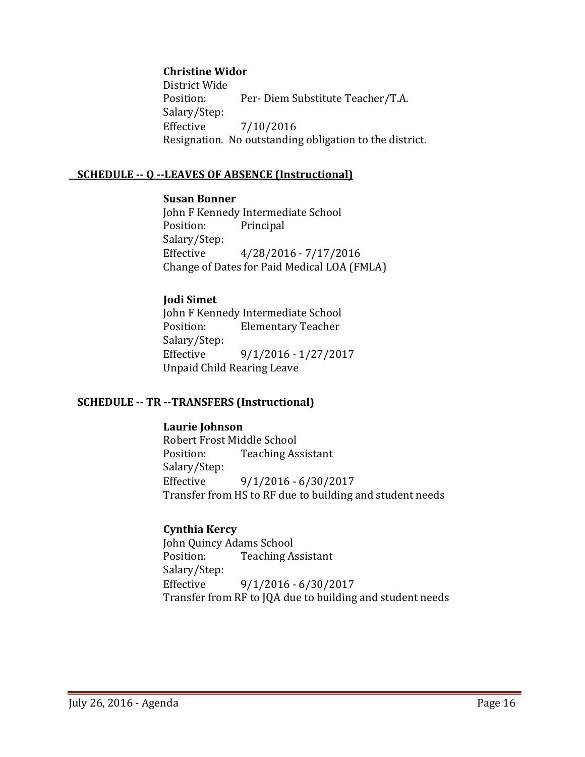**Christine Widor**
District Wide
Position: Per- Diem Substitute Teacher/T.A.
Salary/Step:
Effective 7/10/2016
Resignation. No outstanding obligation to the district.

## SCHEDULE -- Q --LEAVES OF ABSENCE (Instructional)

**Susan Bonner**
John F Kennedy Intermediate School
Position: Principal
Salary/Step:
Effective 4/28/2016 - 7/17/2016
Change of Dates for Paid Medical LOA (FMLA)

**Jodi Simet**
John F Kennedy Intermediate School
Position: Elementary Teacher
Salary/Step:
Effective 9/1/2016 - 1/27/2017
Unpaid Child Rearing Leave

## SCHEDULE -- TR --TRANSFERS (Instructional)

**Laurie Johnson**
Robert Frost Middle School
Position: Teaching Assistant
Salary/Step:
Effective 9/1/2016 - 6/30/2017
Transfer from HS to RF due to building and student needs

**Cynthia Kercy**
John Quincy Adams School
Position: Teaching Assistant
Salary/Step:
Effective 9/1/2016 - 6/30/2017
Transfer from RF to JQA due to building and student needs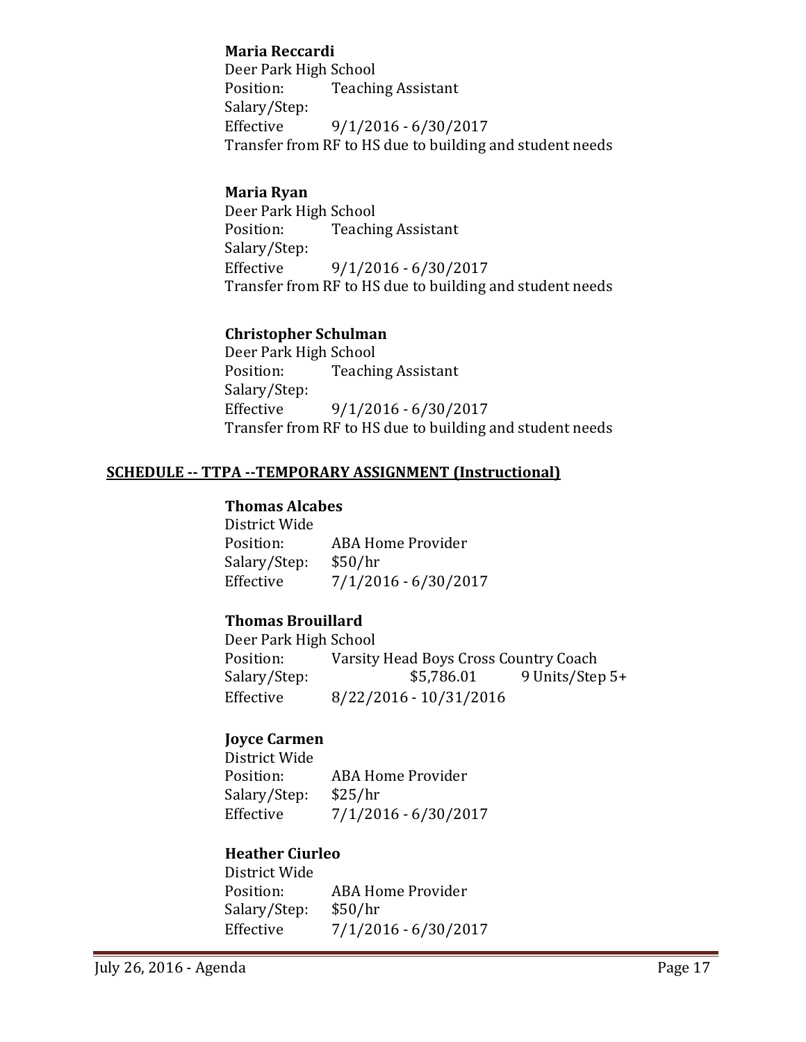**Maria Reccardi**
Deer Park High School
Position: Teaching Assistant
Salary/Step:
Effective 9/1/2016 - 6/30/2017
Transfer from RF to HS due to building and student needs

**Maria Ryan**
Deer Park High School
Position: Teaching Assistant
Salary/Step:
Effective 9/1/2016 - 6/30/2017
Transfer from RF to HS due to building and student needs

**Christopher Schulman**
Deer Park High School
Position: Teaching Assistant
Salary/Step:
Effective 9/1/2016 - 6/30/2017
Transfer from RF to HS due to building and student needs

## SCHEDULE -- TTPA --TEMPORARY ASSIGNMENT (Instructional)

**Thomas Alcabes**
District Wide
Position: ABA Home Provider
Salary/Step: $50/hr
Effective 7/1/2016 - 6/30/2017

**Thomas Brouillard**
Deer Park High School
Position: Varsity Head Boys Cross Country Coach
Salary/Step: $5,786.01 9 Units/Step 5+
Effective 8/22/2016 - 10/31/2016

**Joyce Carmen**
District Wide
Position: ABA Home Provider
Salary/Step: $25/hr
Effective 7/1/2016 - 6/30/2017

**Heather Ciurleo**
District Wide
Position: ABA Home Provider
Salary/Step: $50/hr
Effective 7/1/2016 - 6/30/2017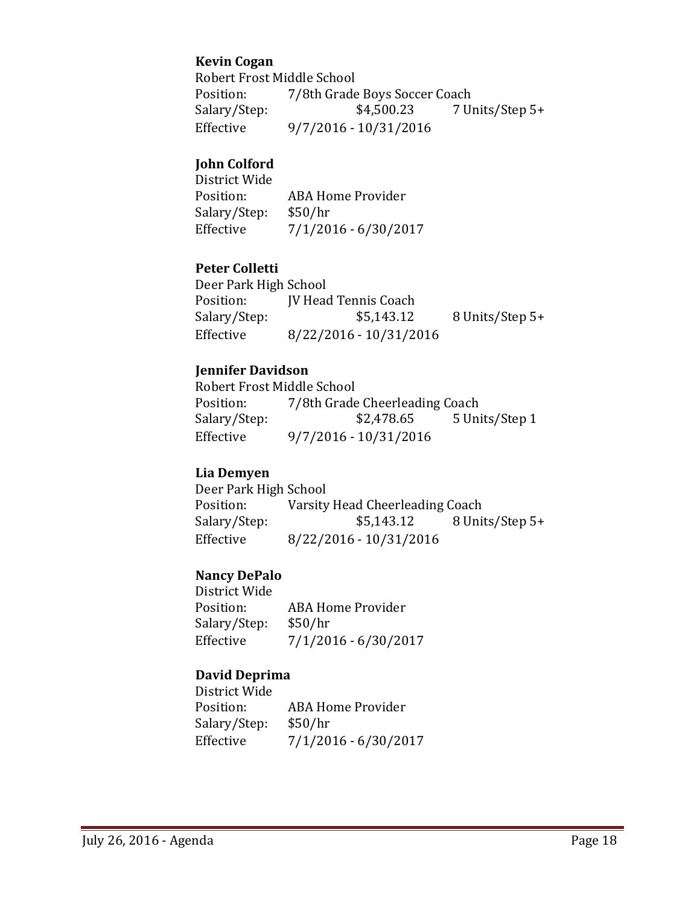**Kevin Cogan**
Robert Frost Middle School
Position: 7/8th Grade Boys Soccer Coach
Salary/Step: $4,500.23 7 Units/Step 5+
Effective 9/7/2016 - 10/31/2016

**John Colford**
District Wide
Position: ABA Home Provider
Salary/Step: $50/hr
Effective 7/1/2016 - 6/30/2017

**Peter Colletti**
Deer Park High School
Position: JV Head Tennis Coach
Salary/Step: $5,143.12 8 Units/Step 5+
Effective 8/22/2016 - 10/31/2016

**Jennifer Davidson**
Robert Frost Middle School
Position: 7/8th Grade Cheerleading Coach
Salary/Step: $2,478.65 5 Units/Step 1
Effective 9/7/2016 - 10/31/2016

**Lia Demyen**
Deer Park High School
Position: Varsity Head Cheerleading Coach
Salary/Step: $5,143.12 8 Units/Step 5+
Effective 8/22/2016 - 10/31/2016

**Nancy DePalo**
District Wide
Position: ABA Home Provider
Salary/Step: $50/hr
Effective 7/1/2016 - 6/30/2017

**David Deprima**
District Wide
Position: ABA Home Provider
Salary/Step: $50/hr
Effective 7/1/2016 - 6/30/2017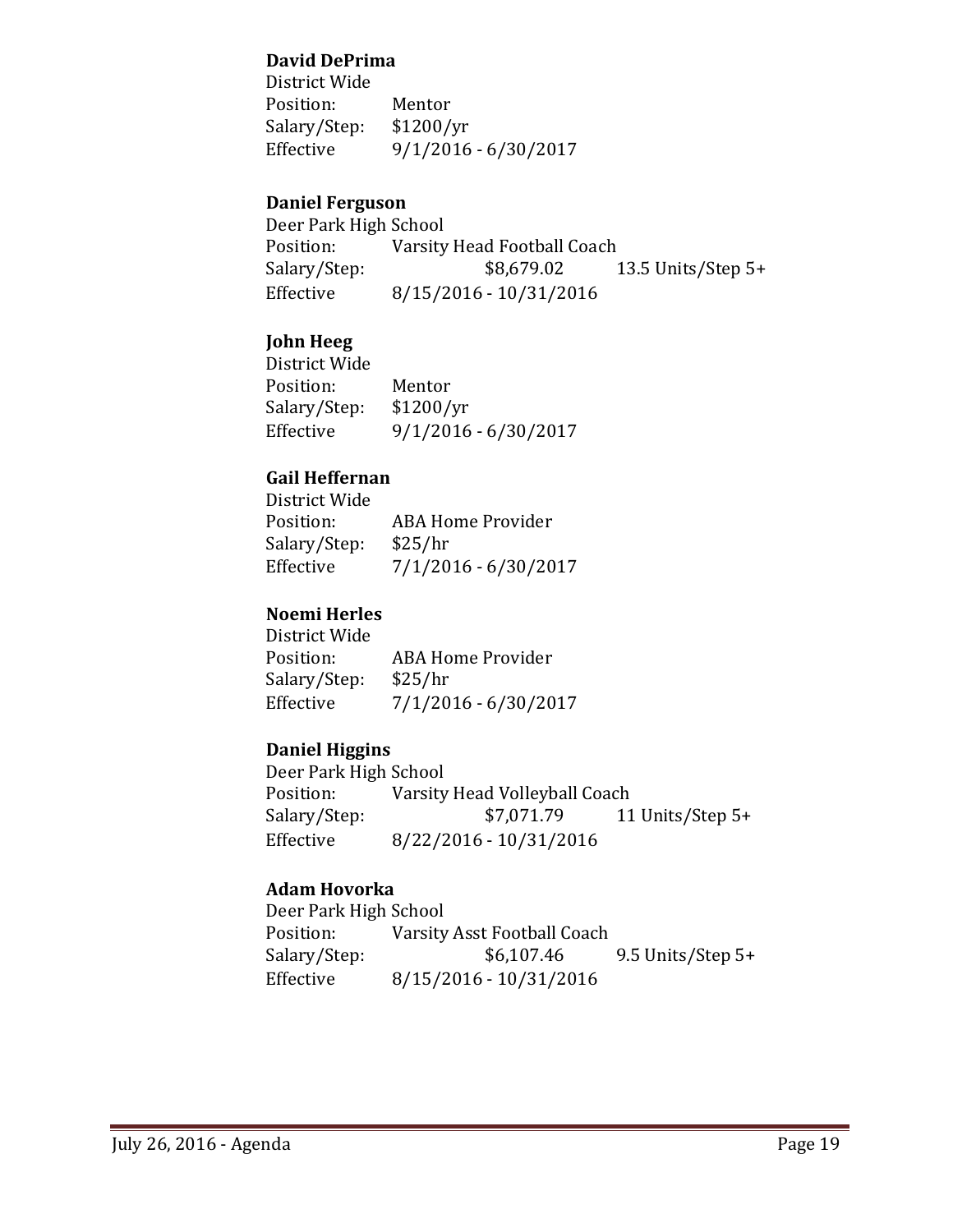**David DePrima**
District Wide
Position: Mentor
Salary/Step: $1200/yr
Effective 9/1/2016 - 6/30/2017

**Daniel Ferguson**
Deer Park High School
Position: Varsity Head Football Coach
Salary/Step: $8,679.02 13.5 Units/Step 5+
Effective 8/15/2016 - 10/31/2016

**John Heeg**
District Wide
Position: Mentor
Salary/Step: $1200/yr
Effective 9/1/2016 - 6/30/2017

**Gail Heffernan**
District Wide
Position: ABA Home Provider
Salary/Step: $25/hr
Effective 7/1/2016 - 6/30/2017

**Noemi Herles**
District Wide
Position: ABA Home Provider
Salary/Step: $25/hr
Effective 7/1/2016 - 6/30/2017

**Daniel Higgins**
Deer Park High School
Position: Varsity Head Volleyball Coach
Salary/Step: $7,071.79 11 Units/Step 5+
Effective 8/22/2016 - 10/31/2016

**Adam Hovorka**
Deer Park High School
Position: Varsity Asst Football Coach
Salary/Step: $6,107.46 9.5 Units/Step 5+
Effective 8/15/2016 - 10/31/2016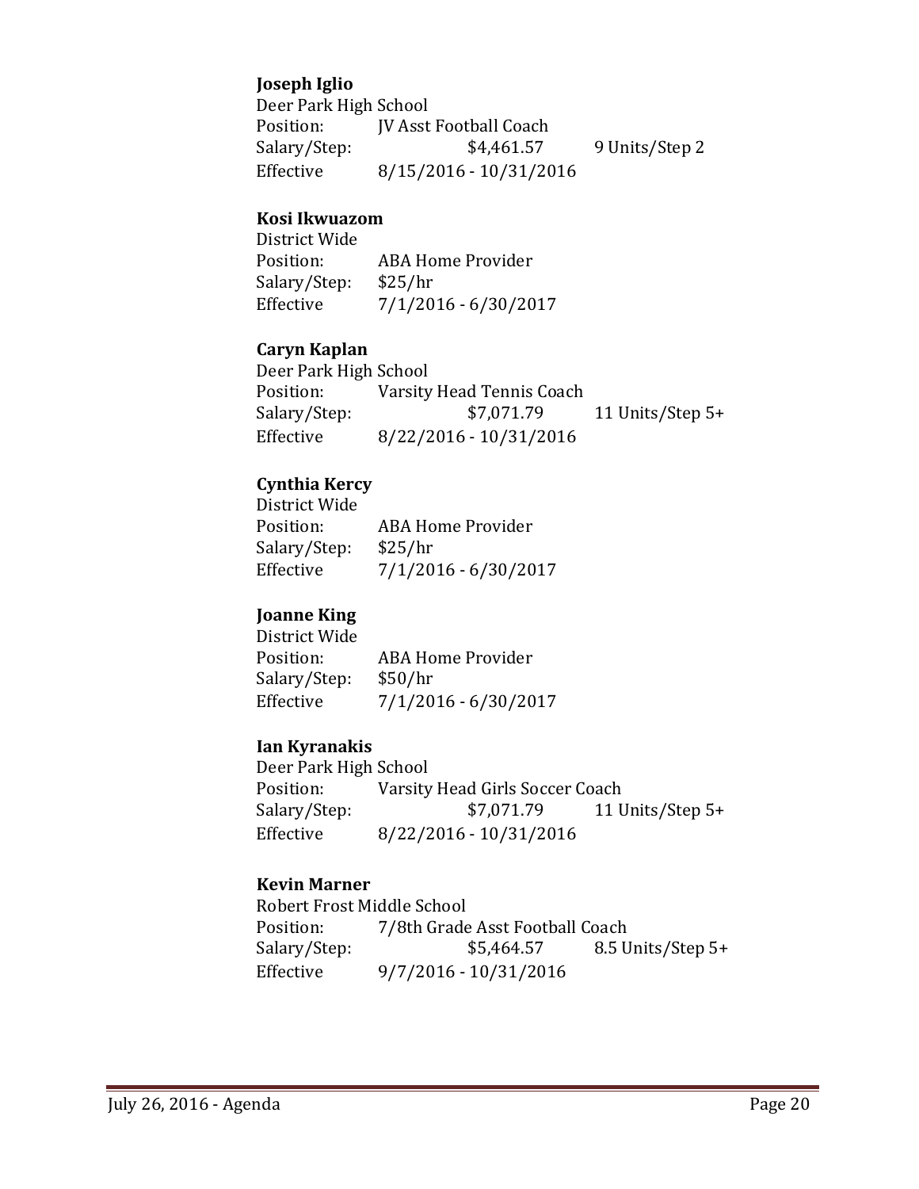**Joseph Iglio**

Deer Park High School

Position: JV Asst Football Coach

Salary/Step: $4,461.57 9 Units/Step 2

Effective 8/15/2016 - 10/31/2016

**Kosi Ikwuazom**

District Wide

Position: ABA Home Provider

Salary/Step: $25/hr

Effective 7/1/2016 - 6/30/2017

**Caryn Kaplan**

Deer Park High School

Position: Varsity Head Tennis Coach

Salary/Step: $7,071.79 11 Units/Step 5+

Effective 8/22/2016 - 10/31/2016

**Cynthia Kercy**

District Wide

Position: ABA Home Provider

Salary/Step: $25/hr

Effective 7/1/2016 - 6/30/2017

**Joanne King**

District Wide

Position: ABA Home Provider

Salary/Step: $50/hr

Effective 7/1/2016 - 6/30/2017

**Ian Kyranakis**

Deer Park High School

Position: Varsity Head Girls Soccer Coach

Salary/Step: $7,071.79 11 Units/Step 5+

Effective 8/22/2016 - 10/31/2016

**Kevin Marner**

Robert Frost Middle School

Position: 7/8th Grade Asst Football Coach

Salary/Step: $5,464.57 8.5 Units/Step 5+

Effective 9/7/2016 - 10/31/2016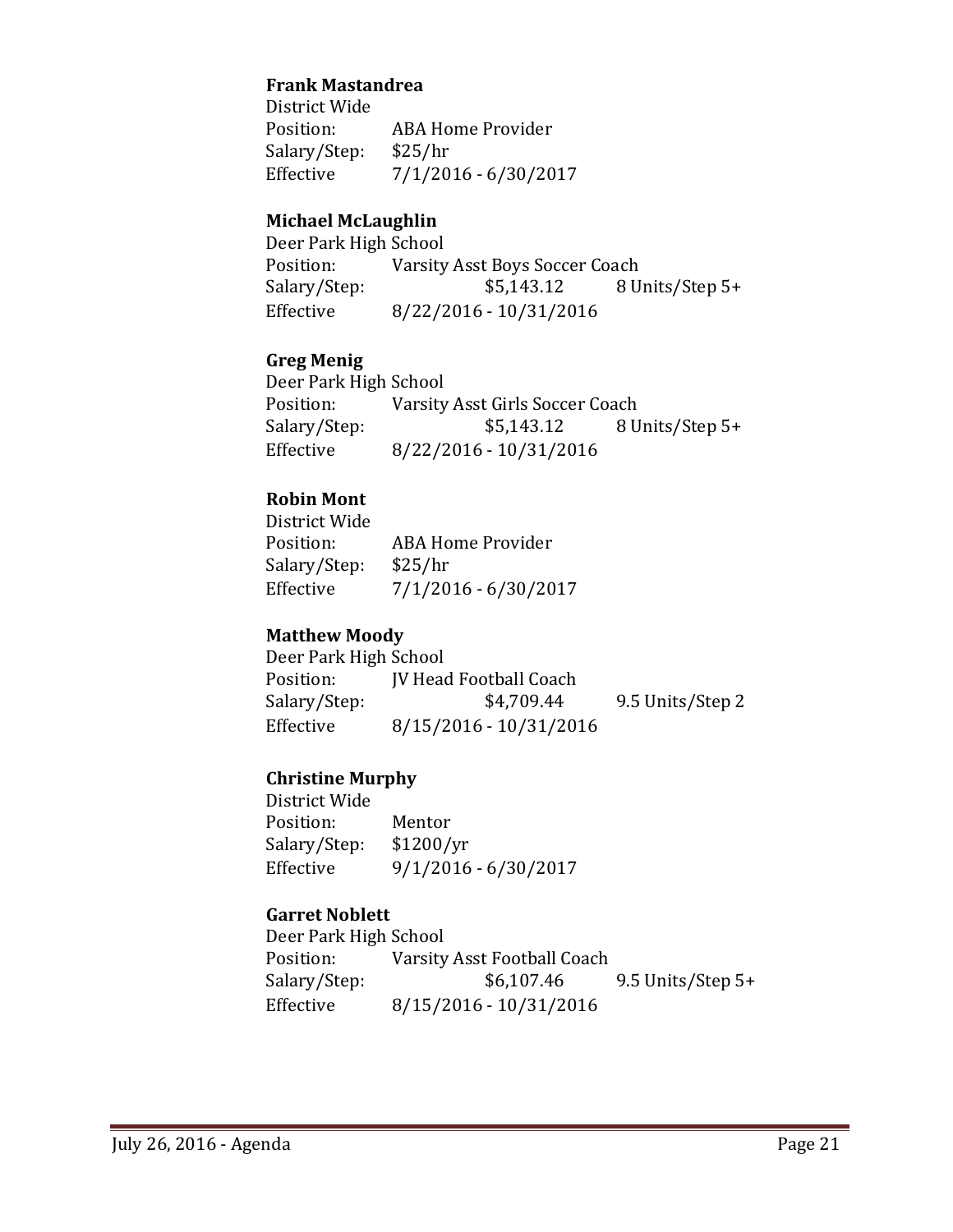**Frank Mastandrea**

District Wide

Position: ABA Home Provider

Salary/Step: $25/hr

Effective 7/1/2016 - 6/30/2017

**Michael McLaughlin**

Deer Park High School

Position: Varsity Asst Boys Soccer Coach

Salary/Step: $5,143.12 8 Units/Step 5+

Effective 8/22/2016 - 10/31/2016

**Greg Menig**

Deer Park High School

Position: Varsity Asst Girls Soccer Coach

Salary/Step: $5,143.12 8 Units/Step 5+

Effective 8/22/2016 - 10/31/2016

**Robin Mont**

District Wide

Position: ABA Home Provider

Salary/Step: $25/hr

Effective 7/1/2016 - 6/30/2017

**Matthew Moody**

Deer Park High School

Position: JV Head Football Coach

Salary/Step: $4,709.44 9.5 Units/Step 2

Effective 8/15/2016 - 10/31/2016

**Christine Murphy**

District Wide

Position: Mentor

Salary/Step: $1200/yr

Effective 9/1/2016 - 6/30/2017

**Garret Noblett**

Deer Park High School

Position: Varsity Asst Football Coach

Salary/Step: $6,107.46 9.5 Units/Step 5+

Effective 8/15/2016 - 10/31/2016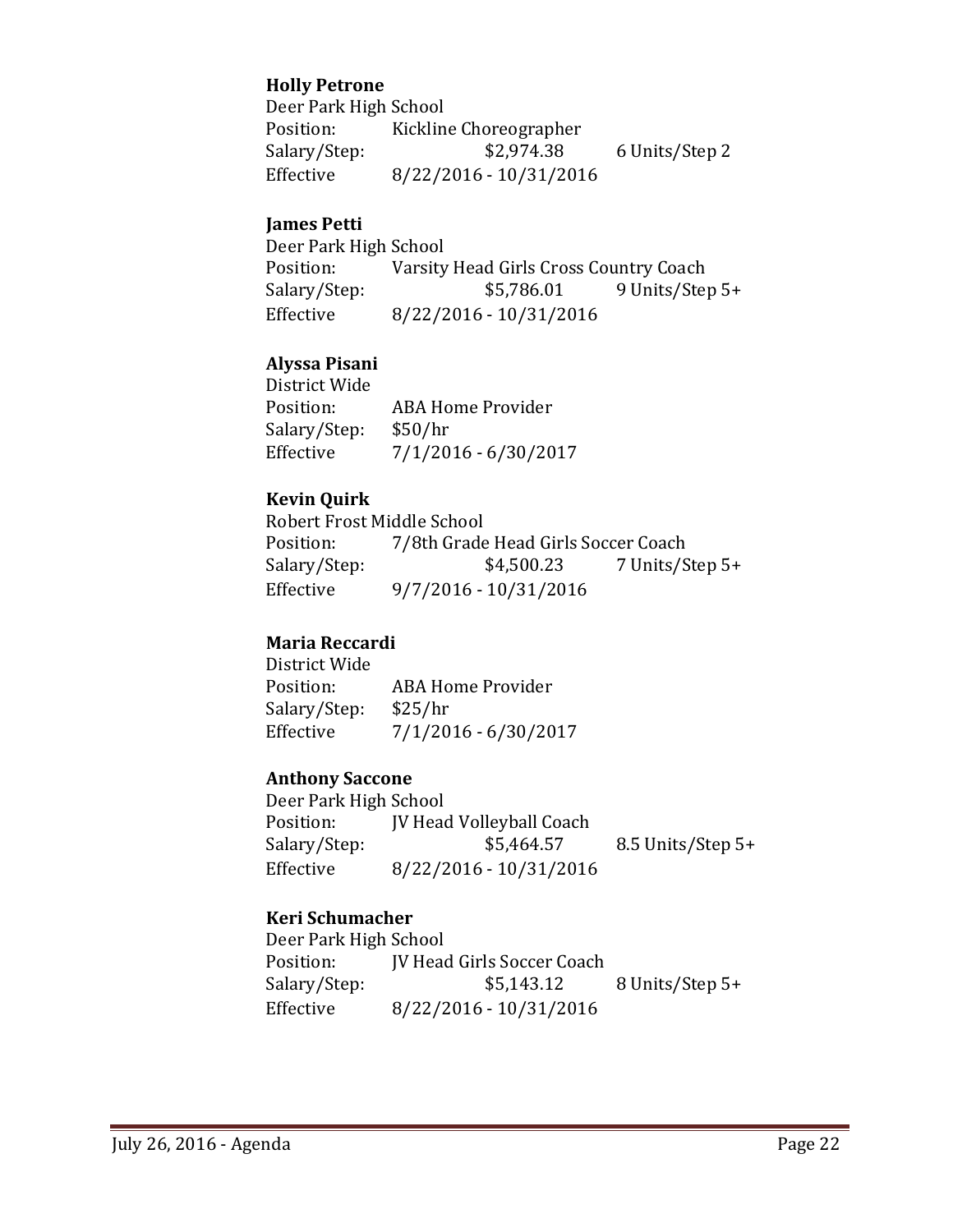**Holly Petrone**
Deer Park High School
Position: Kickline Choreographer
Salary/Step: $2,974.38 6 Units/Step 2
Effective 8/22/2016 - 10/31/2016

**James Petti**
Deer Park High School
Position: Varsity Head Girls Cross Country Coach
Salary/Step: $5,786.01 9 Units/Step 5+
Effective 8/22/2016 - 10/31/2016

**Alyssa Pisani**
District Wide
Position: ABA Home Provider
Salary/Step: $50/hr
Effective 7/1/2016 - 6/30/2017

**Kevin Quirk**
Robert Frost Middle School
Position: 7/8th Grade Head Girls Soccer Coach
Salary/Step: $4,500.23 7 Units/Step 5+
Effective 9/7/2016 - 10/31/2016

**Maria Reccardi**
District Wide
Position: ABA Home Provider
Salary/Step: $25/hr
Effective 7/1/2016 - 6/30/2017

**Anthony Saccone**
Deer Park High School
Position: JV Head Volleyball Coach
Salary/Step: $5,464.57 8.5 Units/Step 5+
Effective 8/22/2016 - 10/31/2016

**Keri Schumacher**
Deer Park High School
Position: JV Head Girls Soccer Coach
Salary/Step: $5,143.12 8 Units/Step 5+
Effective 8/22/2016 - 10/31/2016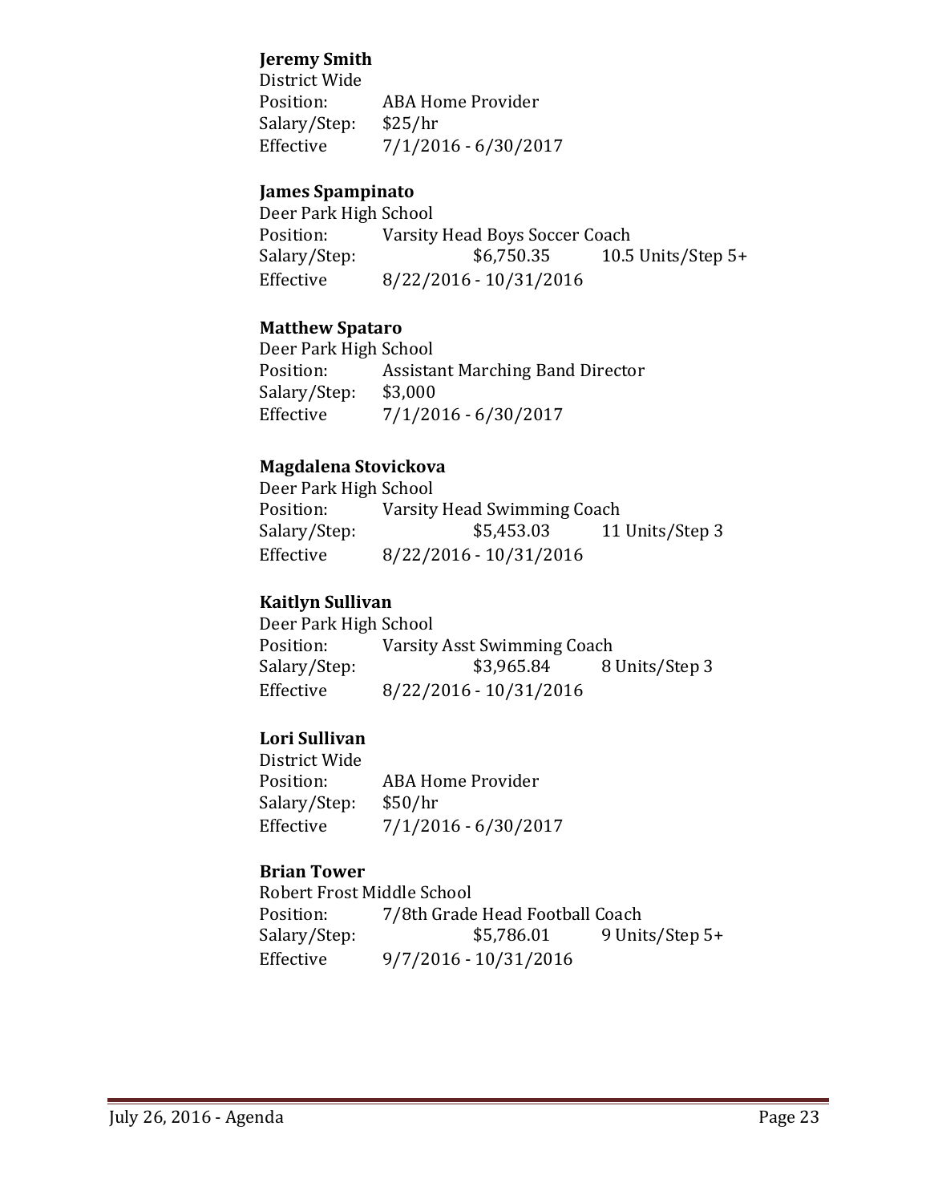**Jeremy Smith**
District Wide
Position: ABA Home Provider
Salary/Step: $25/hr
Effective 7/1/2016 - 6/30/2017

**James Spampinato**
Deer Park High School
Position: Varsity Head Boys Soccer Coach
Salary/Step: $6,750.35 10.5 Units/Step 5+
Effective 8/22/2016 - 10/31/2016

**Matthew Spataro**
Deer Park High School
Position: Assistant Marching Band Director
Salary/Step: $3,000
Effective 7/1/2016 - 6/30/2017

**Magdalena Stovickova**
Deer Park High School
Position: Varsity Head Swimming Coach
Salary/Step: $5,453.03 11 Units/Step 3
Effective 8/22/2016 - 10/31/2016

**Kaitlyn Sullivan**
Deer Park High School
Position: Varsity Asst Swimming Coach
Salary/Step: $3,965.84 8 Units/Step 3
Effective 8/22/2016 - 10/31/2016

**Lori Sullivan**
District Wide
Position: ABA Home Provider
Salary/Step: $50/hr
Effective 7/1/2016 - 6/30/2017

**Brian Tower**
Robert Frost Middle School
Position: 7/8th Grade Head Football Coach
Salary/Step: $5,786.01 9 Units/Step 5+
Effective 9/7/2016 - 10/31/2016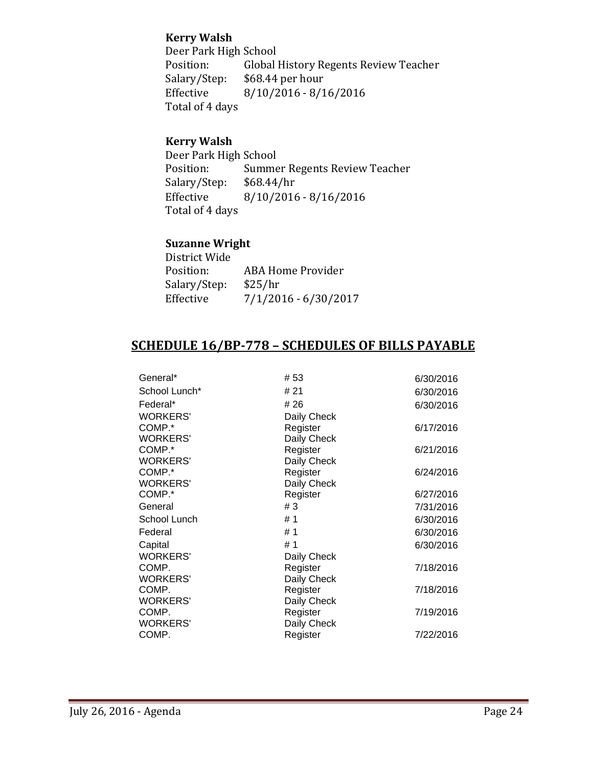**Kerry Walsh**
Deer Park High School
Position: Global History Regents Review Teacher
Salary/Step: $68.44 per hour
Effective 8/10/2016 - 8/16/2016
Total of 4 days

**Kerry Walsh**
Deer Park High School
Position: Summer Regents Review Teacher
Salary/Step: $68.44/hr
Effective 8/10/2016 - 8/16/2016
Total of 4 days

**Suzanne Wright**
District Wide
Position: ABA Home Provider
Salary/Step: $25/hr
Effective 7/1/2016 - 6/30/2017

## SCHEDULE 16/BP-778 – SCHEDULES OF BILLS PAYABLE

| | | |
|---|---|---|
| General* | # 53 | 6/30/2016 |
| School Lunch* | # 21 | 6/30/2016 |
| Federal* | # 26 | 6/30/2016 |
| WORKERS' COMP.* | Daily Check Register | 6/17/2016 |
| WORKERS' COMP.* | Daily Check Register | 6/21/2016 |
| WORKERS' COMP.* | Daily Check Register | 6/24/2016 |
| WORKERS' COMP.* | Daily Check Register | 6/27/2016 |
| General | # 3 | 7/31/2016 |
| School Lunch | # 1 | 6/30/2016 |
| Federal | # 1 | 6/30/2016 |
| Capital | # 1 | 6/30/2016 |
| WORKERS' COMP. | Daily Check Register | 7/18/2016 |
| WORKERS' COMP. | Daily Check Register | 7/18/2016 |
| WORKERS' COMP. | Daily Check Register | 7/19/2016 |
| WORKERS' COMP. | Daily Check Register | 7/22/2016 |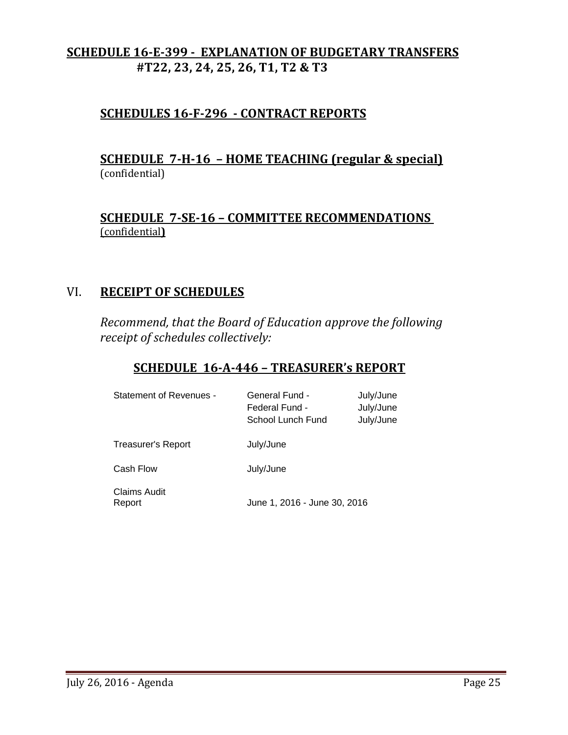**SCHEDULE 16-E-399 - EXPLANATION OF BUDGETARY TRANSFERS #T22, 23, 24, 25, 26, T1, T2 & T3**

**SCHEDULES 16-F-296 - CONTRACT REPORTS**

**SCHEDULE 7-H-16 – HOME TEACHING (regular & special)**
(confidential)

**SCHEDULE 7-SE-16 – COMMITTEE RECOMMENDATIONS**
(confidential**)**

## VI. RECEIPT OF SCHEDULES

*Recommend, that the Board of Education approve the following receipt of schedules collectively:*

### SCHEDULE 16-A-446 – TREASURER's REPORT

| | | |
|---|---|---|
| Statement of Revenues - | General Fund - | July/June |
| | Federal Fund - | July/June |
| | School Lunch Fund | July/June |
| Treasurer's Report | July/June | |
| Cash Flow | July/June | |
| Claims Audit Report | June 1, 2016 - June 30, 2016 | |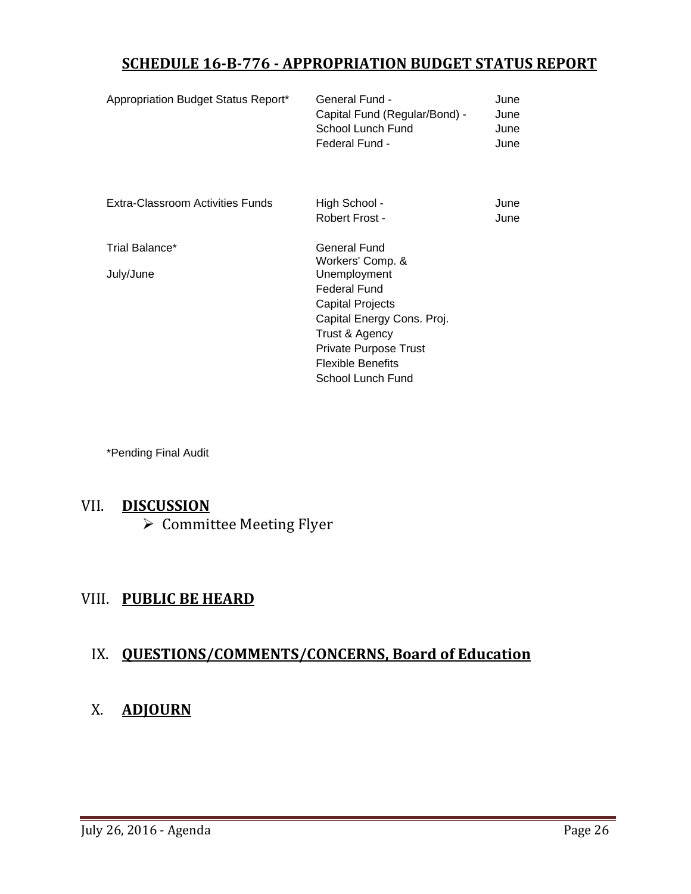## SCHEDULE 16-B-776 - APPROPRIATION BUDGET STATUS REPORT

| | | |
|---|---|---|
| Appropriation Budget Status Report* | General Fund - | June |
| | Capital Fund (Regular/Bond) - | June |
| | School Lunch Fund | June |
| | Federal Fund - | June |
| | | |
| Extra-Classroom Activities Funds | High School - | June |
| | Robert Frost - | June |
| | | |
| Trial Balance* | General Fund | |
| July/June | Workers' Comp. & Unemployment | |
| | Federal Fund | |
| | Capital Projects | |
| | Capital Energy Cons. Proj. | |
| | Trust & Agency | |
| | Private Purpose Trust | |
| | Flexible Benefits | |
| | School Lunch Fund | |

*Pending Final Audit

# VII. DISCUSSION

- Committee Meeting Flyer

# VIII. PUBLIC BE HEARD

# IX. QUESTIONS/COMMENTS/CONCERNS, Board of Education

# X. ADJOURN